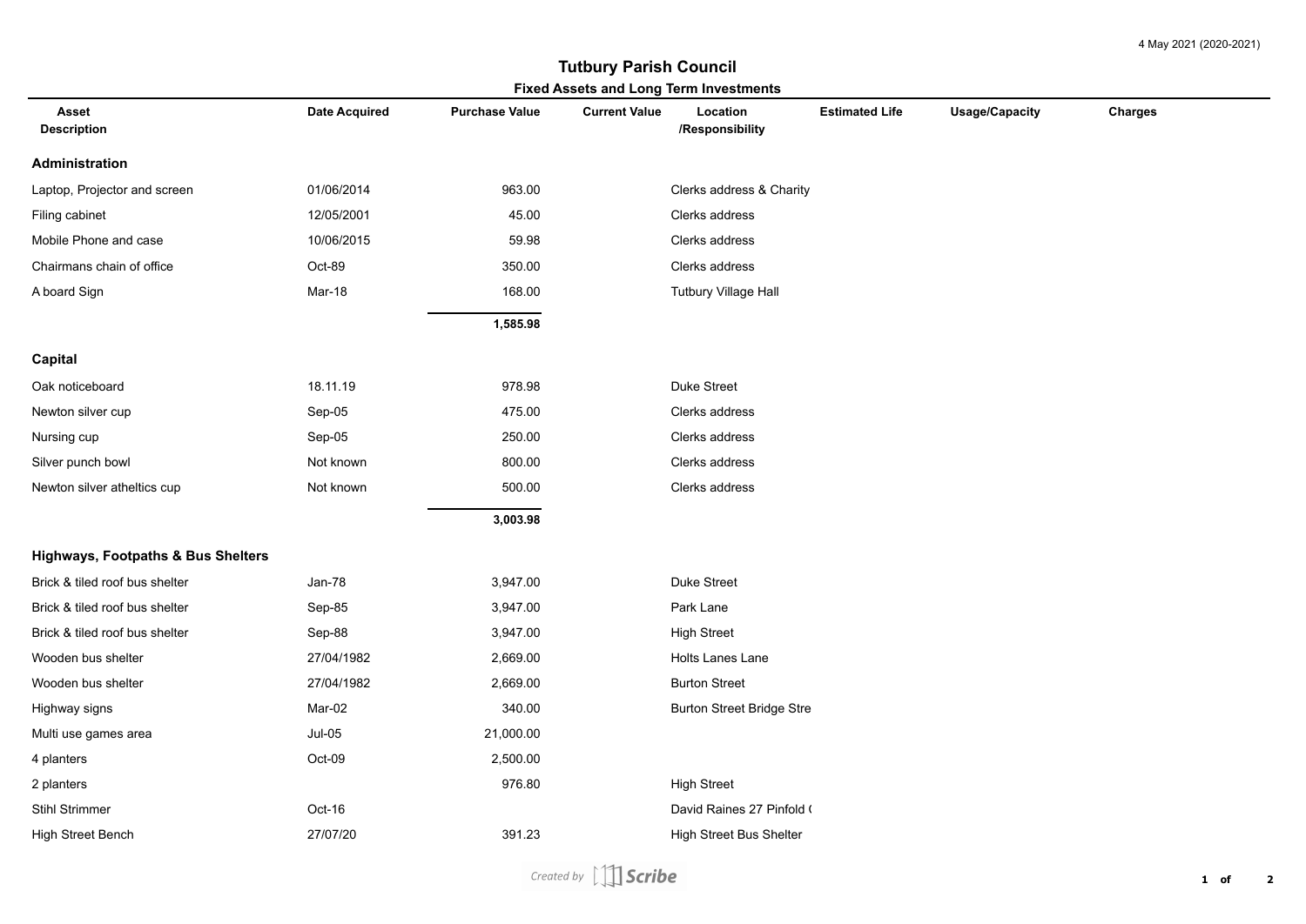# Tutbury Parish Council

## Fixed Assets and Long Term Investments

| Asset Description | Date Acquired | Purchase Value | Current Value | Location /Responsibility | Estimated Life | Usage/Capacity | Charges |
|---|---|---|---|---|---|---|---|
| **Administration** | | | | | | | |
| Laptop, Projector and screen | 01/06/2014 | 963.00 | | Clerks address & Charity | | | |
| Filing cabinet | 12/05/2001 | 45.00 | | Clerks address | | | |
| Mobile Phone and case | 10/06/2015 | 59.98 | | Clerks address | | | |
| Chairmans chain of office | Oct-89 | 350.00 | | Clerks address | | | |
| A board Sign | Mar-18 | 168.00 | | Tutbury Village Hall | | | |
| | | **1,585.98** | | | | | |
| **Capital** | | | | | | | |
| Oak noticeboard | 18.11.19 | 978.98 | | Duke Street | | | |
| Newton silver cup | Sep-05 | 475.00 | | Clerks address | | | |
| Nursing cup | Sep-05 | 250.00 | | Clerks address | | | |
| Silver punch bowl | Not known | 800.00 | | Clerks address | | | |
| Newton silver atheltics cup | Not known | 500.00 | | Clerks address | | | |
| | | **3,003.98** | | | | | |
| **Highways, Footpaths & Bus Shelters** | | | | | | | |
| Brick & tiled roof bus shelter | Jan-78 | 3,947.00 | | Duke Street | | | |
| Brick & tiled roof bus shelter | Sep-85 | 3,947.00 | | Park Lane | | | |
| Brick & tiled roof bus shelter | Sep-88 | 3,947.00 | | High Street | | | |
| Wooden bus shelter | 27/04/1982 | 2,669.00 | | Holts Lanes Lane | | | |
| Wooden bus shelter | 27/04/1982 | 2,669.00 | | Burton Street | | | |
| Highway signs | Mar-02 | 340.00 | | Burton Street Bridge Stre | | | |
| Multi use games area | Jul-05 | 21,000.00 | | | | | |
| 4 planters | Oct-09 | 2,500.00 | | | | | |
| 2 planters | | 976.80 | | High Street | | | |
| Stihl Strimmer | Oct-16 | | | David Raines 27 Pinfold ( | | | |
| High Street Bench | 27/07/20 | 391.23 | | High Street Bus Shelter | | | |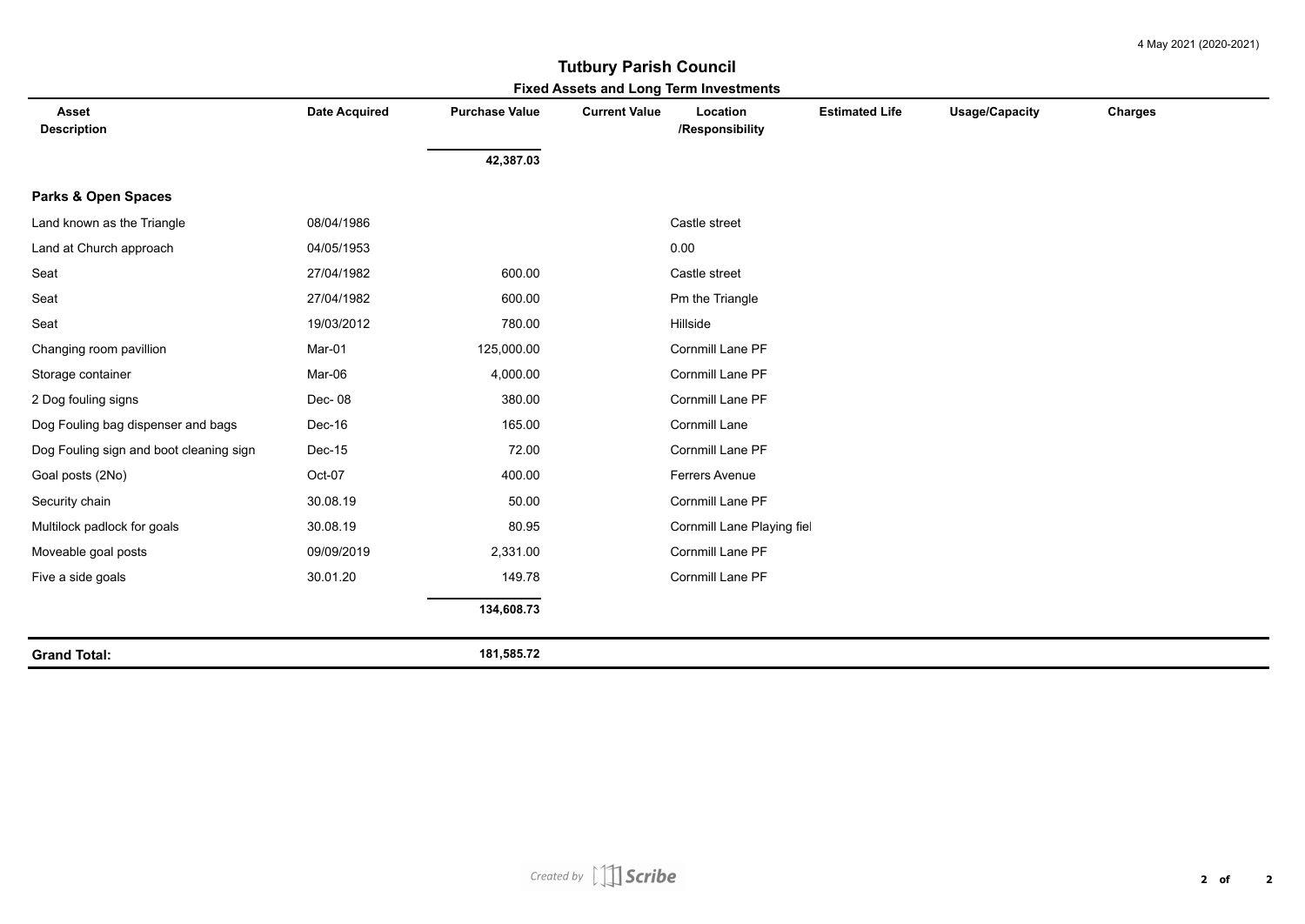# Tutbury Parish Council

## Fixed Assets and Long Term Investments

| Asset Description | Date Acquired | Purchase Value | Current Value | Location /Responsibility | Estimated Life | Usage/Capacity | Charges |
|---|---|---|---|---|---|---|---|
| | | 42,387.03 | | | | | |
| **Parks & Open Spaces** | | | | | | | |
| Land known as the Triangle | 08/04/1986 | | | Castle street | | | |
| Land at Church approach | 04/05/1953 | | | 0.00 | | | |
| Seat | 27/04/1982 | 600.00 | | Castle street | | | |
| Seat | 27/04/1982 | 600.00 | | Pm the Triangle | | | |
| Seat | 19/03/2012 | 780.00 | | Hillside | | | |
| Changing room pavillion | Mar-01 | 125,000.00 | | Cornmill Lane PF | | | |
| Storage container | Mar-06 | 4,000.00 | | Cornmill Lane PF | | | |
| 2 Dog fouling signs | Dec- 08 | 380.00 | | Cornmill Lane PF | | | |
| Dog Fouling bag dispenser and bags | Dec-16 | 165.00 | | Cornmill Lane | | | |
| Dog Fouling sign and boot cleaning sign | Dec-15 | 72.00 | | Cornmill Lane PF | | | |
| Goal posts (2No) | Oct-07 | 400.00 | | Ferrers Avenue | | | |
| Security chain | 30.08.19 | 50.00 | | Cornmill Lane PF | | | |
| Multilock padlock for goals | 30.08.19 | 80.95 | | Cornmill Lane Playing fiel | | | |
| Moveable goal posts | 09/09/2019 | 2,331.00 | | Cornmill Lane PF | | | |
| Five a side goals | 30.01.20 | 149.78 | | Cornmill Lane PF | | | |
| | | 134,608.73 | | | | | |
| **Grand Total:** | | 181,585.72 | | | | | |